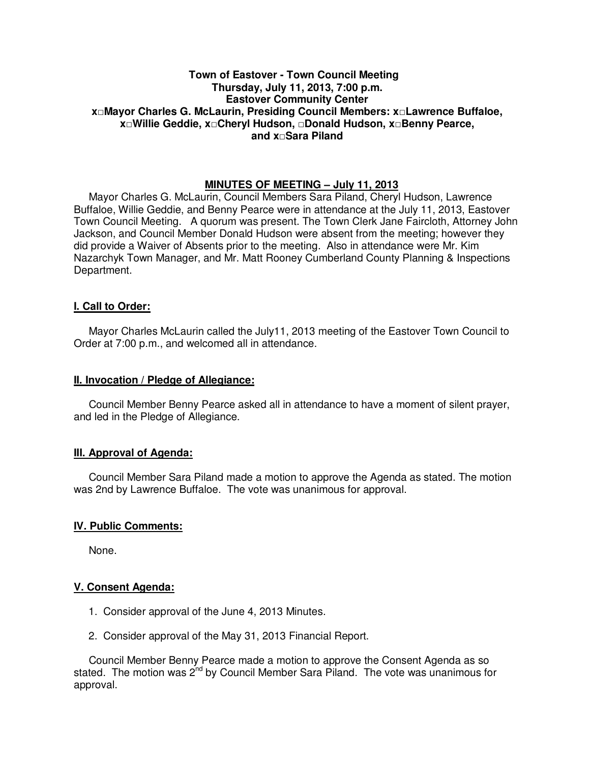**Town of Eastover - Town Council Meeting**
**Thursday, July 11, 2013, 7:00 p.m.**
**Eastover Community Center**
**x□Mayor Charles G. McLaurin, Presiding Council Members: x□Lawrence Buffaloe, x□Willie Geddie, x□Cheryl Hudson, □Donald Hudson, x□Benny Pearce, and x□Sara Piland**

## MINUTES OF MEETING – July 11, 2013

Mayor Charles G. McLaurin, Council Members Sara Piland, Cheryl Hudson, Lawrence Buffaloe, Willie Geddie, and Benny Pearce were in attendance at the July 11, 2013, Eastover Town Council Meeting. A quorum was present. The Town Clerk Jane Faircloth, Attorney John Jackson, and Council Member Donald Hudson were absent from the meeting; however they did provide a Waiver of Absents prior to the meeting. Also in attendance were Mr. Kim Nazarchyk Town Manager, and Mr. Matt Rooney Cumberland County Planning & Inspections Department.

### I. Call to Order:

Mayor Charles McLaurin called the July11, 2013 meeting of the Eastover Town Council to Order at 7:00 p.m., and welcomed all in attendance.

### II. Invocation / Pledge of Allegiance:

Council Member Benny Pearce asked all in attendance to have a moment of silent prayer, and led in the Pledge of Allegiance.

### III. Approval of Agenda:

Council Member Sara Piland made a motion to approve the Agenda as stated. The motion was 2nd by Lawrence Buffaloe. The vote was unanimous for approval.

### IV. Public Comments:

None.

### V. Consent Agenda:

1. Consider approval of the June 4, 2013 Minutes.
2. Consider approval of the May 31, 2013 Financial Report.

Council Member Benny Pearce made a motion to approve the Consent Agenda as so stated. The motion was 2nd by Council Member Sara Piland. The vote was unanimous for approval.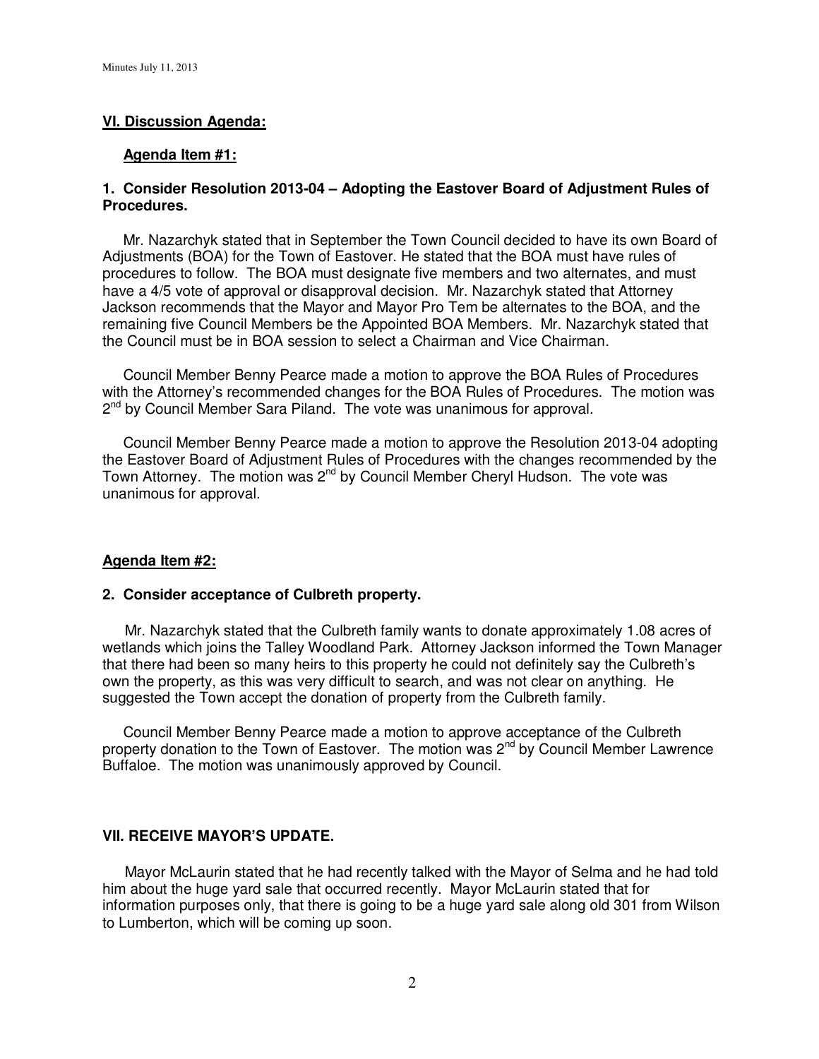## VI. Discussion Agenda:

### Agenda Item #1:

### 1. Consider Resolution 2013-04 – Adopting the Eastover Board of Adjustment Rules of Procedures.

Mr. Nazarchyk stated that in September the Town Council decided to have its own Board of Adjustments (BOA) for the Town of Eastover. He stated that the BOA must have rules of procedures to follow. The BOA must designate five members and two alternates, and must have a 4/5 vote of approval or disapproval decision. Mr. Nazarchyk stated that Attorney Jackson recommends that the Mayor and Mayor Pro Tem be alternates to the BOA, and the remaining five Council Members be the Appointed BOA Members. Mr. Nazarchyk stated that the Council must be in BOA session to select a Chairman and Vice Chairman.

Council Member Benny Pearce made a motion to approve the BOA Rules of Procedures with the Attorney's recommended changes for the BOA Rules of Procedures. The motion was 2nd by Council Member Sara Piland. The vote was unanimous for approval.

Council Member Benny Pearce made a motion to approve the Resolution 2013-04 adopting the Eastover Board of Adjustment Rules of Procedures with the changes recommended by the Town Attorney. The motion was 2nd by Council Member Cheryl Hudson. The vote was unanimous for approval.

### Agenda Item #2:

### 2. Consider acceptance of Culbreth property.

Mr. Nazarchyk stated that the Culbreth family wants to donate approximately 1.08 acres of wetlands which joins the Talley Woodland Park. Attorney Jackson informed the Town Manager that there had been so many heirs to this property he could not definitely say the Culbreth's own the property, as this was very difficult to search, and was not clear on anything. He suggested the Town accept the donation of property from the Culbreth family.

Council Member Benny Pearce made a motion to approve acceptance of the Culbreth property donation to the Town of Eastover. The motion was 2nd by Council Member Lawrence Buffaloe. The motion was unanimously approved by Council.

## VII. RECEIVE MAYOR'S UPDATE.

Mayor McLaurin stated that he had recently talked with the Mayor of Selma and he had told him about the huge yard sale that occurred recently. Mayor McLaurin stated that for information purposes only, that there is going to be a huge yard sale along old 301 from Wilson to Lumberton, which will be coming up soon.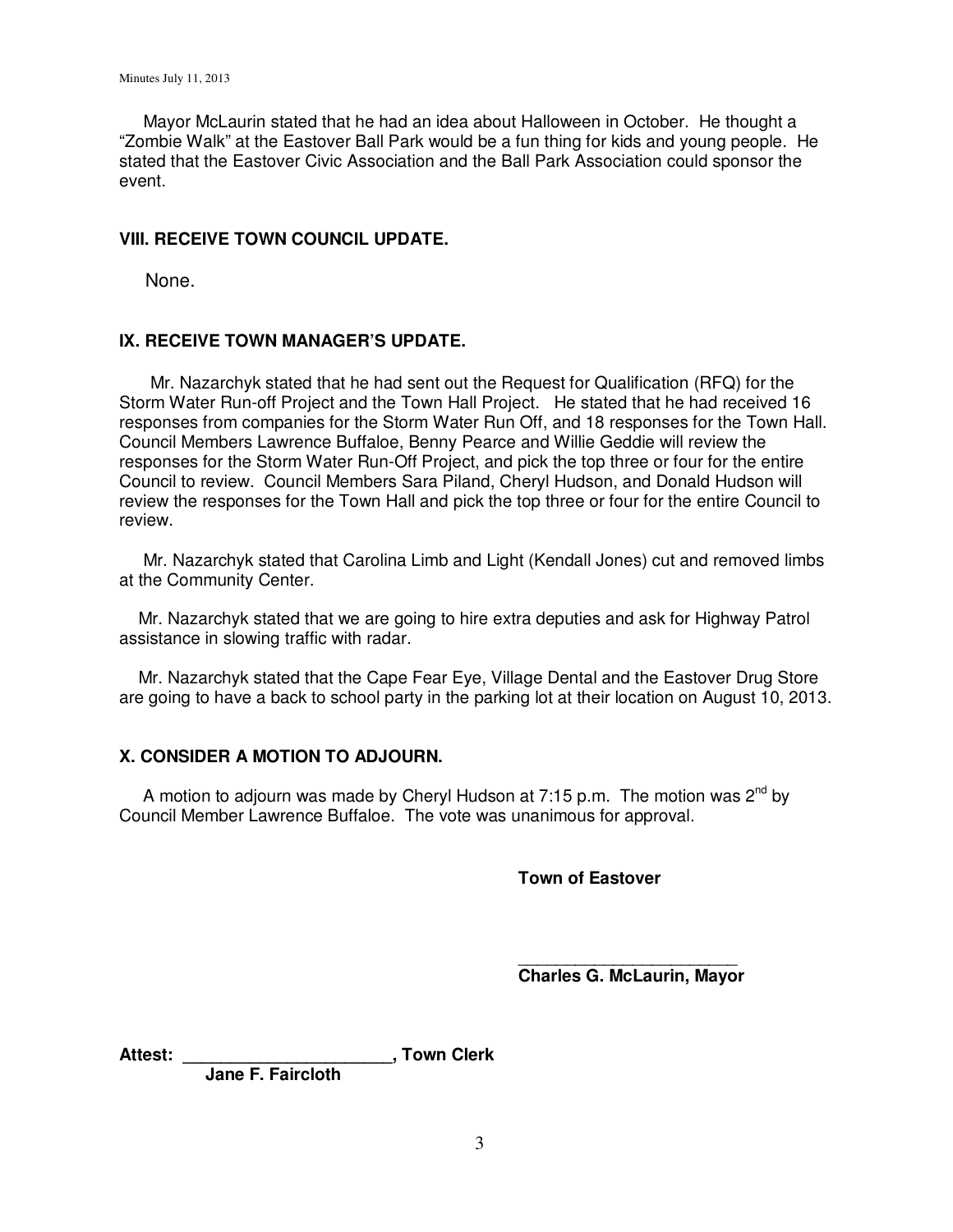Mayor McLaurin stated that he had an idea about Halloween in October. He thought a "Zombie Walk" at the Eastover Ball Park would be a fun thing for kids and young people. He stated that the Eastover Civic Association and the Ball Park Association could sponsor the event.

## VIII. RECEIVE TOWN COUNCIL UPDATE.

None.

## IX. RECEIVE TOWN MANAGER'S UPDATE.

Mr. Nazarchyk stated that he had sent out the Request for Qualification (RFQ) for the Storm Water Run-off Project and the Town Hall Project. He stated that he had received 16 responses from companies for the Storm Water Run Off, and 18 responses for the Town Hall. Council Members Lawrence Buffaloe, Benny Pearce and Willie Geddie will review the responses for the Storm Water Run-Off Project, and pick the top three or four for the entire Council to review. Council Members Sara Piland, Cheryl Hudson, and Donald Hudson will review the responses for the Town Hall and pick the top three or four for the entire Council to review.

Mr. Nazarchyk stated that Carolina Limb and Light (Kendall Jones) cut and removed limbs at the Community Center.

Mr. Nazarchyk stated that we are going to hire extra deputies and ask for Highway Patrol assistance in slowing traffic with radar.

Mr. Nazarchyk stated that the Cape Fear Eye, Village Dental and the Eastover Drug Store are going to have a back to school party in the parking lot at their location on August 10, 2013.

## X. CONSIDER A MOTION TO ADJOURN.

A motion to adjourn was made by Cheryl Hudson at 7:15 p.m. The motion was 2nd by Council Member Lawrence Buffaloe. The vote was unanimous for approval.

**Town of Eastover**

________________________
**Charles G. McLaurin, Mayor**

**Attest: ______________________, Town Clerk**
**Jane F. Faircloth**